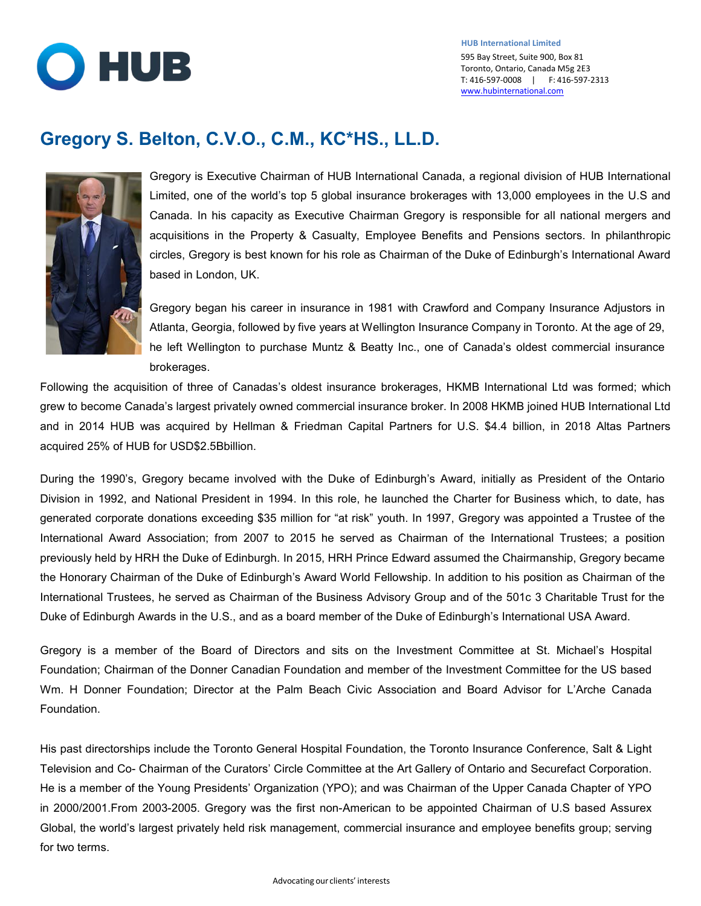**HUB International Limited**
595 Bay Street, Suite 900, Box 81
Toronto, Ontario, Canada M5g 2E3
T: 416-597-0008 | F: 416-597-2313
www.hubinternational.com

# Gregory S. Belton, C.V.O., C.M., KC*HS., LL.D.

Gregory is Executive Chairman of HUB International Canada, a regional division of HUB International Limited, one of the world's top 5 global insurance brokerages with 13,000 employees in the U.S and Canada. In his capacity as Executive Chairman Gregory is responsible for all national mergers and acquisitions in the Property & Casualty, Employee Benefits and Pensions sectors. In philanthropic circles, Gregory is best known for his role as Chairman of the Duke of Edinburgh's International Award based in London, UK.

Gregory began his career in insurance in 1981 with Crawford and Company Insurance Adjustors in Atlanta, Georgia, followed by five years at Wellington Insurance Company in Toronto. At the age of 29, he left Wellington to purchase Muntz & Beatty Inc., one of Canada's oldest commercial insurance brokerages.

Following the acquisition of three of Canadas's oldest insurance brokerages, HKMB International Ltd was formed; which grew to become Canada's largest privately owned commercial insurance broker. In 2008 HKMB joined HUB International Ltd and in 2014 HUB was acquired by Hellman & Friedman Capital Partners for U.S. $4.4 billion, in 2018 Altas Partners acquired 25% of HUB for USD$2.5Bbillion.

During the 1990's, Gregory became involved with the Duke of Edinburgh's Award, initially as President of the Ontario Division in 1992, and National President in 1994. In this role, he launched the Charter for Business which, to date, has generated corporate donations exceeding $35 million for "at risk" youth. In 1997, Gregory was appointed a Trustee of the International Award Association; from 2007 to 2015 he served as Chairman of the International Trustees; a position previously held by HRH the Duke of Edinburgh. In 2015, HRH Prince Edward assumed the Chairmanship, Gregory became the Honorary Chairman of the Duke of Edinburgh's Award World Fellowship. In addition to his position as Chairman of the International Trustees, he served as Chairman of the Business Advisory Group and of the 501c 3 Charitable Trust for the Duke of Edinburgh Awards in the U.S., and as a board member of the Duke of Edinburgh's International USA Award.

Gregory is a member of the Board of Directors and sits on the Investment Committee at St. Michael's Hospital Foundation; Chairman of the Donner Canadian Foundation and member of the Investment Committee for the US based Wm. H Donner Foundation; Director at the Palm Beach Civic Association and Board Advisor for L'Arche Canada Foundation.

His past directorships include the Toronto General Hospital Foundation, the Toronto Insurance Conference, Salt & Light Television and Co- Chairman of the Curators' Circle Committee at the Art Gallery of Ontario and Securefact Corporation. He is a member of the Young Presidents' Organization (YPO); and was Chairman of the Upper Canada Chapter of YPO in 2000/2001.From 2003-2005. Gregory was the first non-American to be appointed Chairman of U.S based Assurex Global, the world's largest privately held risk management, commercial insurance and employee benefits group; serving for two terms.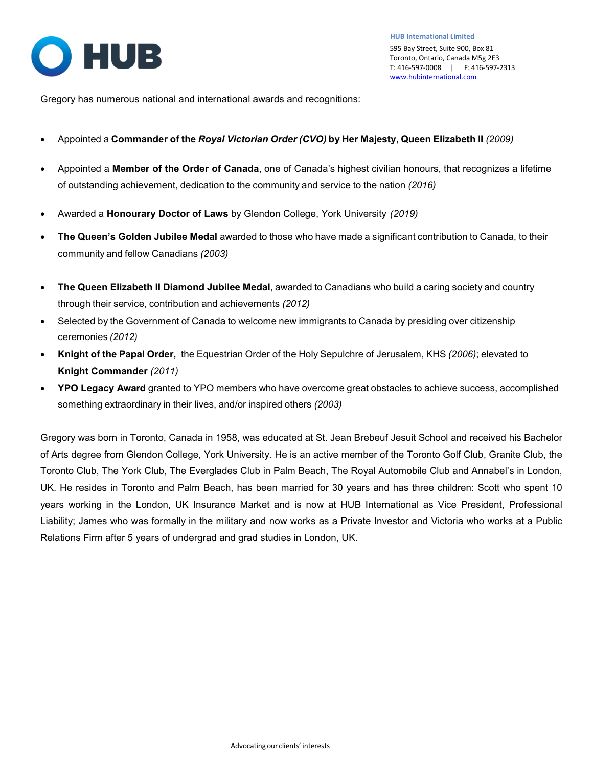Gregory has numerous national and international awards and recognitions:

- Appointed a **Commander of the *Royal Victorian Order (CVO)* by Her Majesty, Queen Elizabeth II** *(2009)*
- Appointed a **Member of the Order of Canada**, one of Canada's highest civilian honours, that recognizes a lifetime of outstanding achievement, dedication to the community and service to the nation *(2016)*
- Awarded a **Honourary Doctor of Laws** by Glendon College, York University *(2019)*
- **The Queen's Golden Jubilee Medal** awarded to those who have made a significant contribution to Canada, to their community and fellow Canadians *(2003)*
- **The Queen Elizabeth II Diamond Jubilee Medal**, awarded to Canadians who build a caring society and country through their service, contribution and achievements *(2012)*
- Selected by the Government of Canada to welcome new immigrants to Canada by presiding over citizenship ceremonies *(2012)*
- **Knight of the Papal Order,** the Equestrian Order of the Holy Sepulchre of Jerusalem, KHS *(2006)*; elevated to **Knight Commander** *(2011)*
- **YPO Legacy Award** granted to YPO members who have overcome great obstacles to achieve success, accomplished something extraordinary in their lives, and/or inspired others *(2003)*

Gregory was born in Toronto, Canada in 1958, was educated at St. Jean Brebeuf Jesuit School and received his Bachelor of Arts degree from Glendon College, York University. He is an active member of the Toronto Golf Club, Granite Club, the Toronto Club, The York Club, The Everglades Club in Palm Beach, The Royal Automobile Club and Annabel's in London, UK. He resides in Toronto and Palm Beach, has been married for 30 years and has three children: Scott who spent 10 years working in the London, UK Insurance Market and is now at HUB International as Vice President, Professional Liability; James who was formally in the military and now works as a Private Investor and Victoria who works at a Public Relations Firm after 5 years of undergrad and grad studies in London, UK.